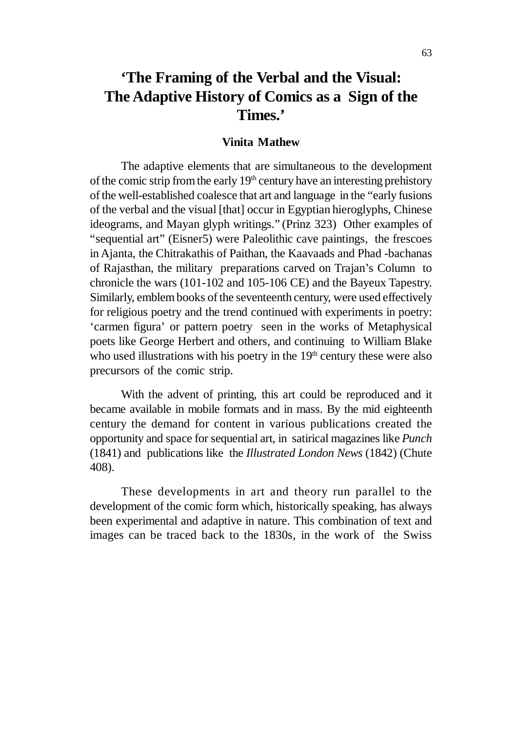# 'The Framing of the Verbal and the Visual: The Adaptive History of Comics as a Sign of the Times.'

**Vinita Mathew**

The adaptive elements that are simultaneous to the development of the comic strip from the early 19th century have an interesting prehistory of the well-established coalesce that art and language in the "early fusions of the verbal and the visual [that] occur in Egyptian hieroglyphs, Chinese ideograms, and Mayan glyph writings." (Prinz 323) Other examples of "sequential art" (Eisner5) were Paleolithic cave paintings, the frescoes in Ajanta, the Chitrakathis of Paithan, the Kaavaads and Phad -bachanas of Rajasthan, the military preparations carved on Trajan's Column to chronicle the wars (101-102 and 105-106 CE) and the Bayeux Tapestry. Similarly, emblem books of the seventeenth century, were used effectively for religious poetry and the trend continued with experiments in poetry: 'carmen figura' or pattern poetry seen in the works of Metaphysical poets like George Herbert and others, and continuing to William Blake who used illustrations with his poetry in the 19th century these were also precursors of the comic strip.

With the advent of printing, this art could be reproduced and it became available in mobile formats and in mass. By the mid eighteenth century the demand for content in various publications created the opportunity and space for sequential art, in satirical magazines like *Punch* (1841) and publications like the *Illustrated London News* (1842) (Chute 408).

These developments in art and theory run parallel to the development of the comic form which, historically speaking, has always been experimental and adaptive in nature. This combination of text and images can be traced back to the 1830s, in the work of the Swiss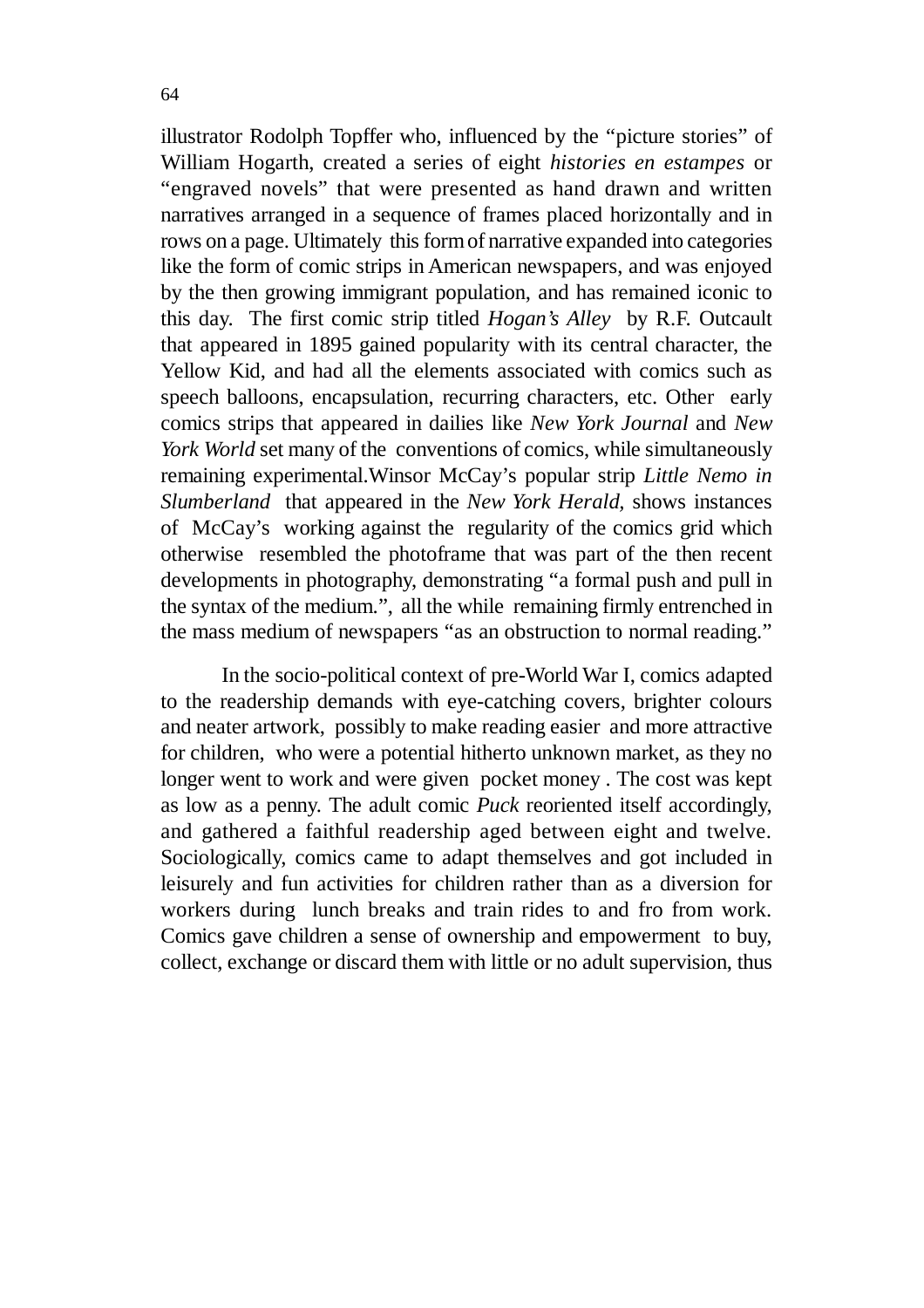illustrator Rodolph Topffer who, influenced by the "picture stories" of William Hogarth, created a series of eight *histories en estampes* or "engraved novels" that were presented as hand drawn and written narratives arranged in a sequence of frames placed horizontally and in rows on a page. Ultimately this form of narrative expanded into categories like the form of comic strips in American newspapers, and was enjoyed by the then growing immigrant population, and has remained iconic to this day. The first comic strip titled *Hogan's Alley* by R.F. Outcault that appeared in 1895 gained popularity with its central character, the Yellow Kid, and had all the elements associated with comics such as speech balloons, encapsulation, recurring characters, etc. Other early comics strips that appeared in dailies like *New York Journal* and *New York World* set many of the conventions of comics, while simultaneously remaining experimental.Winsor McCay's popular strip *Little Nemo in Slumberland* that appeared in the *New York Herald,* shows instances of McCay's working against the regularity of the comics grid which otherwise resembled the photoframe that was part of the then recent developments in photography, demonstrating "a formal push and pull in the syntax of the medium.", all the while remaining firmly entrenched in the mass medium of newspapers "as an obstruction to normal reading."

In the socio-political context of pre-World War I, comics adapted to the readership demands with eye-catching covers, brighter colours and neater artwork, possibly to make reading easier and more attractive for children, who were a potential hitherto unknown market, as they no longer went to work and were given pocket money . The cost was kept as low as a penny. The adult comic *Puck* reoriented itself accordingly, and gathered a faithful readership aged between eight and twelve. Sociologically, comics came to adapt themselves and got included in leisurely and fun activities for children rather than as a diversion for workers during lunch breaks and train rides to and fro from work. Comics gave children a sense of ownership and empowerment to buy, collect, exchange or discard them with little or no adult supervision, thus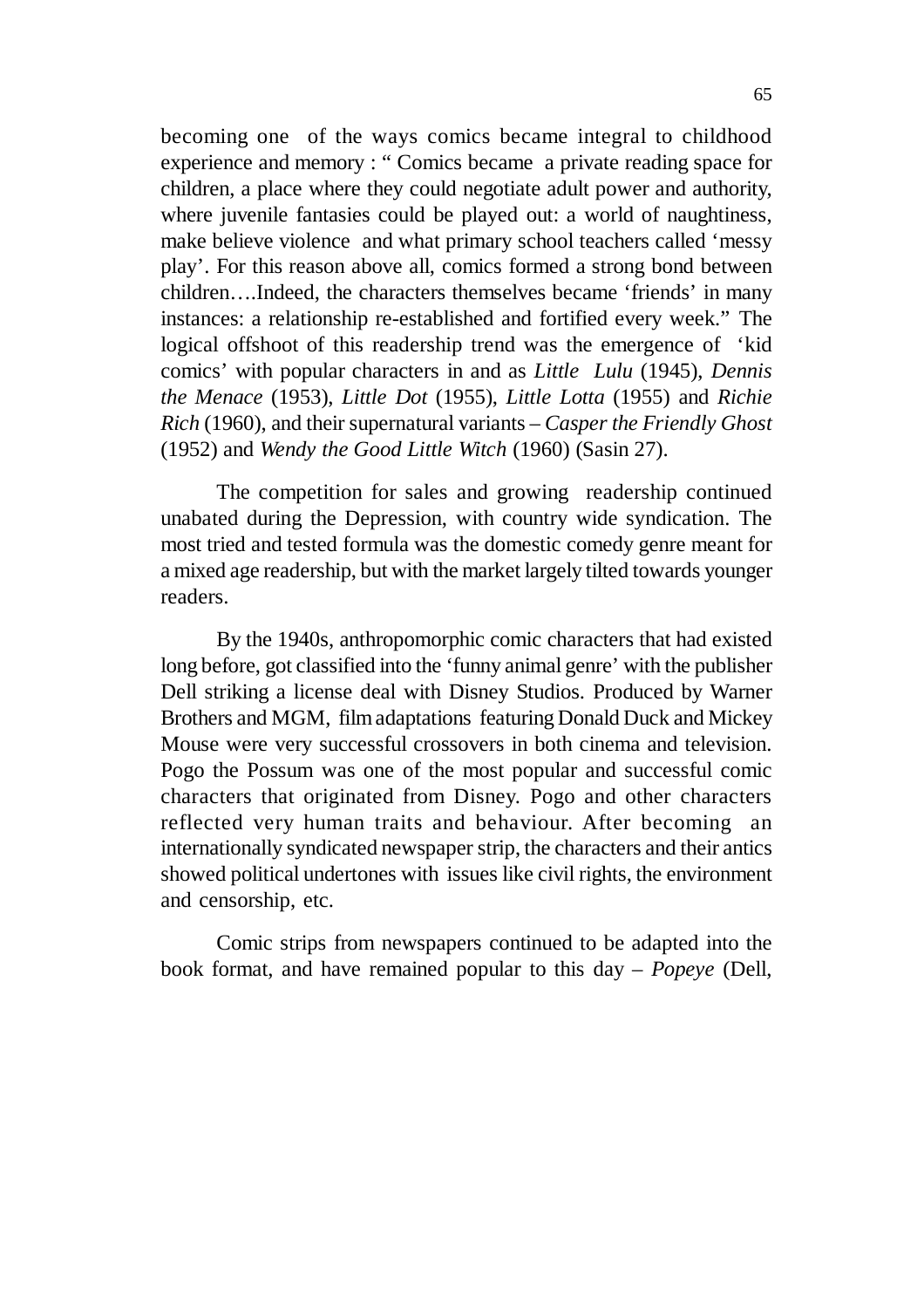becoming one of the ways comics became integral to childhood experience and memory : " Comics became a private reading space for children, a place where they could negotiate adult power and authority, where juvenile fantasies could be played out: a world of naughtiness, make believe violence and what primary school teachers called 'messy play'. For this reason above all, comics formed a strong bond between children….Indeed, the characters themselves became 'friends' in many instances: a relationship re-established and fortified every week." The logical offshoot of this readership trend was the emergence of 'kid comics' with popular characters in and as *Little Lulu* (1945), *Dennis the Menace* (1953), *Little Dot* (1955), *Little Lotta* (1955) and *Richie Rich* (1960), and their supernatural variants – *Casper the Friendly Ghost* (1952) and *Wendy the Good Little Witch* (1960) (Sasin 27).

The competition for sales and growing readership continued unabated during the Depression, with country wide syndication. The most tried and tested formula was the domestic comedy genre meant for a mixed age readership, but with the market largely tilted towards younger readers.

By the 1940s, anthropomorphic comic characters that had existed long before, got classified into the 'funny animal genre' with the publisher Dell striking a license deal with Disney Studios. Produced by Warner Brothers and MGM, film adaptations featuring Donald Duck and Mickey Mouse were very successful crossovers in both cinema and television. Pogo the Possum was one of the most popular and successful comic characters that originated from Disney. Pogo and other characters reflected very human traits and behaviour. After becoming an internationally syndicated newspaper strip, the characters and their antics showed political undertones with issues like civil rights, the environment and censorship, etc.

Comic strips from newspapers continued to be adapted into the book format, and have remained popular to this day – *Popeye* (Dell,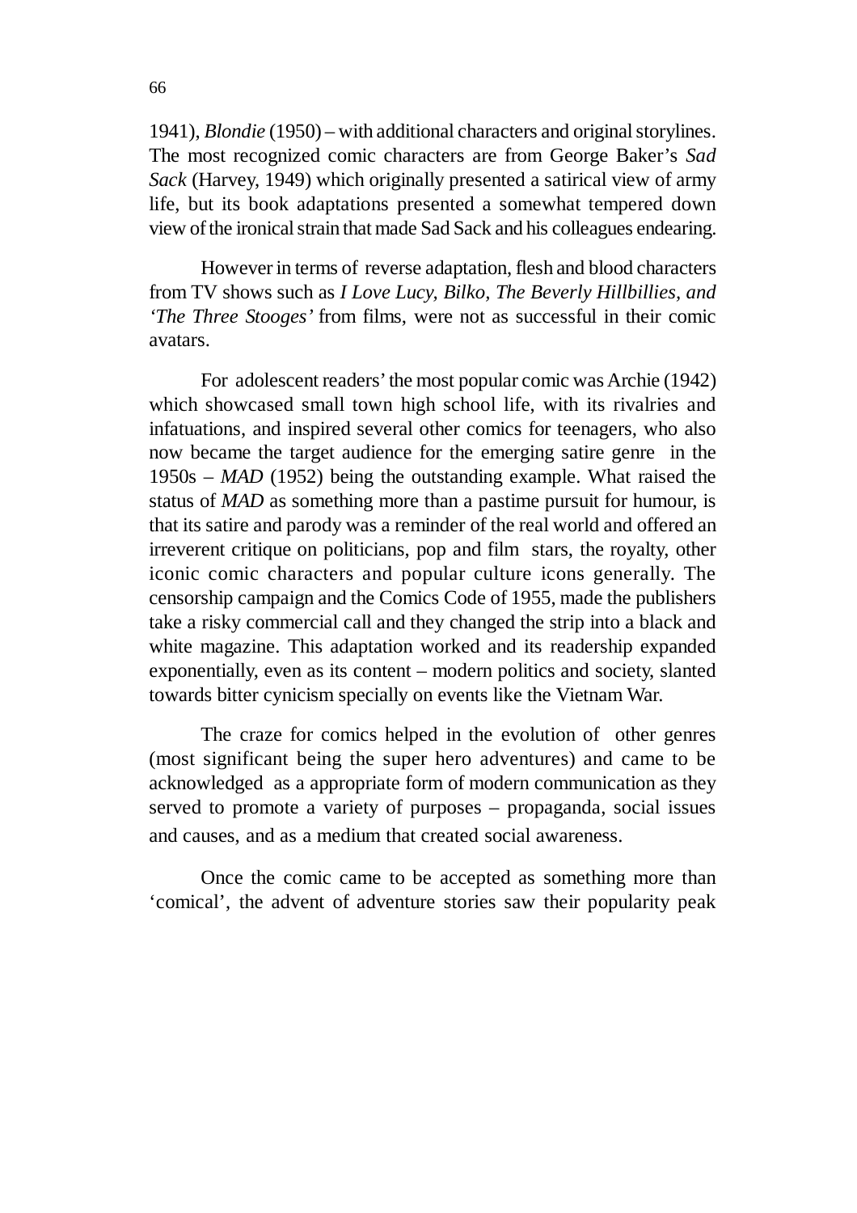1941), *Blondie* (1950) – with additional characters and original storylines. The most recognized comic characters are from George Baker's *Sad Sack* (Harvey, 1949) which originally presented a satirical view of army life, but its book adaptations presented a somewhat tempered down view of the ironical strain that made Sad Sack and his colleagues endearing.

However in terms of reverse adaptation, flesh and blood characters from TV shows such as *I Love Lucy, Bilko, The Beverly Hillbillies, and 'The Three Stooges'* from films, were not as successful in their comic avatars.

For adolescent readers' the most popular comic was Archie (1942) which showcased small town high school life, with its rivalries and infatuations, and inspired several other comics for teenagers, who also now became the target audience for the emerging satire genre in the 1950s – *MAD* (1952) being the outstanding example. What raised the status of *MAD* as something more than a pastime pursuit for humour, is that its satire and parody was a reminder of the real world and offered an irreverent critique on politicians, pop and film stars, the royalty, other iconic comic characters and popular culture icons generally. The censorship campaign and the Comics Code of 1955, made the publishers take a risky commercial call and they changed the strip into a black and white magazine. This adaptation worked and its readership expanded exponentially, even as its content – modern politics and society, slanted towards bitter cynicism specially on events like the Vietnam War.

The craze for comics helped in the evolution of other genres (most significant being the super hero adventures) and came to be acknowledged as a appropriate form of modern communication as they served to promote a variety of purposes – propaganda, social issues and causes, and as a medium that created social awareness.

Once the comic came to be accepted as something more than 'comical', the advent of adventure stories saw their popularity peak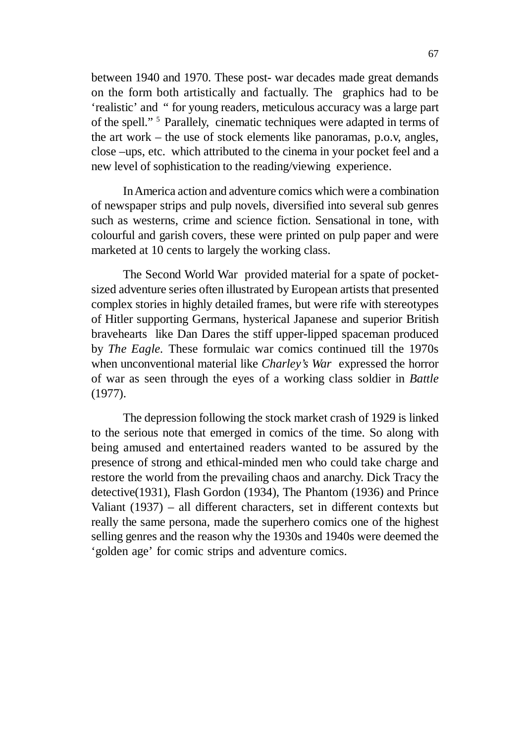between 1940 and 1970. These post- war decades made great demands on the form both artistically and factually. The graphics had to be 'realistic' and " for young readers, meticulous accuracy was a large part of the spell." [5] Parallely, cinematic techniques were adapted in terms of the art work – the use of stock elements like panoramas, p.o.v, angles, close –ups, etc. which attributed to the cinema in your pocket feel and a new level of sophistication to the reading/viewing experience.

In America action and adventure comics which were a combination of newspaper strips and pulp novels, diversified into several sub genres such as westerns, crime and science fiction. Sensational in tone, with colourful and garish covers, these were printed on pulp paper and were marketed at 10 cents to largely the working class.

The Second World War provided material for a spate of pocket-sized adventure series often illustrated by European artists that presented complex stories in highly detailed frames, but were rife with stereotypes of Hitler supporting Germans, hysterical Japanese and superior British bravehearts like Dan Dares the stiff upper-lipped spaceman produced by *The Eagle.* These formulaic war comics continued till the 1970s when unconventional material like *Charley's War* expressed the horror of war as seen through the eyes of a working class soldier in *Battle* (1977).

The depression following the stock market crash of 1929 is linked to the serious note that emerged in comics of the time. So along with being amused and entertained readers wanted to be assured by the presence of strong and ethical-minded men who could take charge and restore the world from the prevailing chaos and anarchy. Dick Tracy the detective(1931), Flash Gordon (1934), The Phantom (1936) and Prince Valiant (1937) – all different characters, set in different contexts but really the same persona, made the superhero comics one of the highest selling genres and the reason why the 1930s and 1940s were deemed the 'golden age' for comic strips and adventure comics.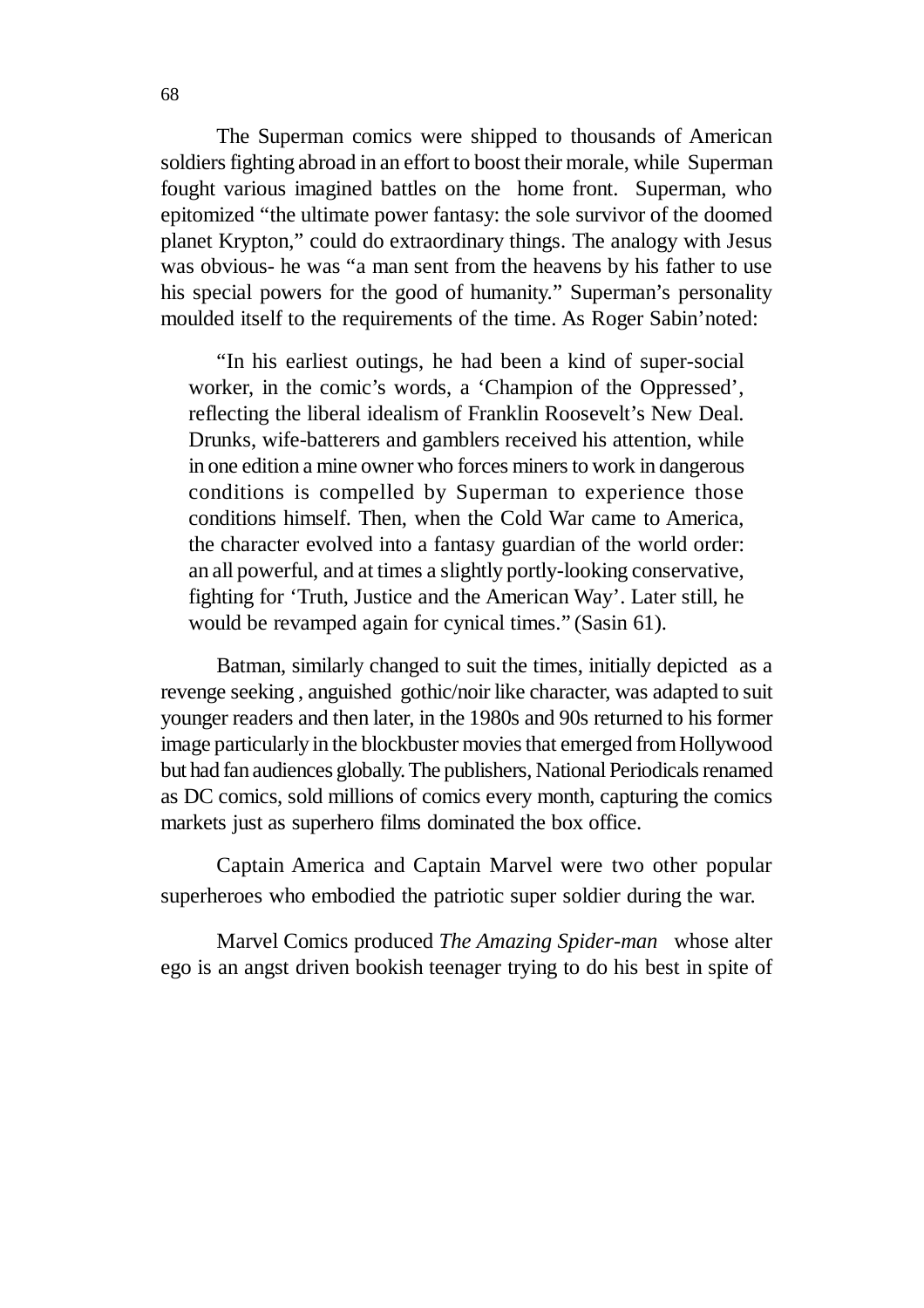The Superman comics were shipped to thousands of American soldiers fighting abroad in an effort to boost their morale, while Superman fought various imagined battles on the home front. Superman, who epitomized "the ultimate power fantasy: the sole survivor of the doomed planet Krypton," could do extraordinary things. The analogy with Jesus was obvious- he was "a man sent from the heavens by his father to use his special powers for the good of humanity." Superman's personality moulded itself to the requirements of the time. As Roger Sabin'noted:

> "In his earliest outings, he had been a kind of super-social worker, in the comic's words, a 'Champion of the Oppressed', reflecting the liberal idealism of Franklin Roosevelt's New Deal. Drunks, wife-batterers and gamblers received his attention, while in one edition a mine owner who forces miners to work in dangerous conditions is compelled by Superman to experience those conditions himself. Then, when the Cold War came to America, the character evolved into a fantasy guardian of the world order: an all powerful, and at times a slightly portly-looking conservative, fighting for 'Truth, Justice and the American Way'. Later still, he would be revamped again for cynical times." (Sasin 61).

Batman, similarly changed to suit the times, initially depicted as a revenge seeking , anguished gothic/noir like character, was adapted to suit younger readers and then later, in the 1980s and 90s returned to his former image particularly in the blockbuster movies that emerged from Hollywood but had fan audiences globally. The publishers, National Periodicals renamed as DC comics, sold millions of comics every month, capturing the comics markets just as superhero films dominated the box office.

Captain America and Captain Marvel were two other popular superheroes who embodied the patriotic super soldier during the war.

Marvel Comics produced *The Amazing Spider-man* whose alter ego is an angst driven bookish teenager trying to do his best in spite of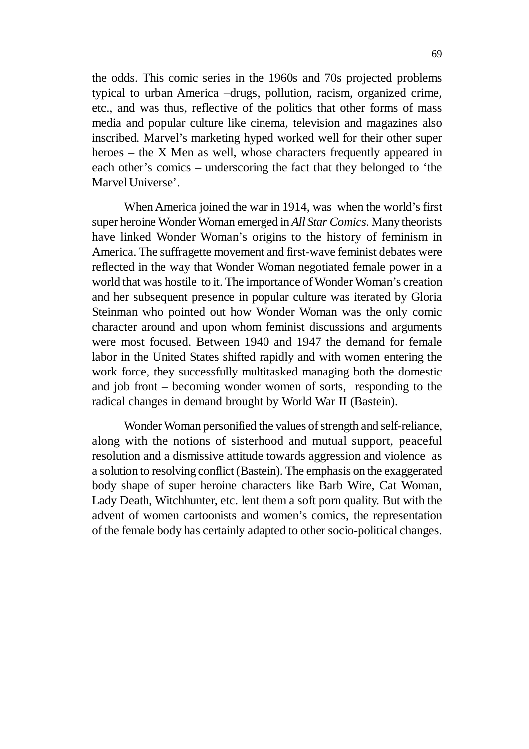the odds. This comic series in the 1960s and 70s projected problems typical to urban America –drugs, pollution, racism, organized crime, etc., and was thus, reflective of the politics that other forms of mass media and popular culture like cinema, television and magazines also inscribed. Marvel's marketing hyped worked well for their other super heroes – the X Men as well, whose characters frequently appeared in each other's comics – underscoring the fact that they belonged to 'the Marvel Universe'.

When America joined the war in 1914, was when the world's first super heroine Wonder Woman emerged in *All Star Comics*. Many theorists have linked Wonder Woman's origins to the history of feminism in America. The suffragette movement and first-wave feminist debates were reflected in the way that Wonder Woman negotiated female power in a world that was hostile to it. The importance of Wonder Woman's creation and her subsequent presence in popular culture was iterated by Gloria Steinman who pointed out how Wonder Woman was the only comic character around and upon whom feminist discussions and arguments were most focused. Between 1940 and 1947 the demand for female labor in the United States shifted rapidly and with women entering the work force, they successfully multitasked managing both the domestic and job front – becoming wonder women of sorts, responding to the radical changes in demand brought by World War II (Bastein).

Wonder Woman personified the values of strength and self-reliance, along with the notions of sisterhood and mutual support, peaceful resolution and a dismissive attitude towards aggression and violence as a solution to resolving conflict (Bastein). The emphasis on the exaggerated body shape of super heroine characters like Barb Wire, Cat Woman, Lady Death, Witchhunter, etc. lent them a soft porn quality. But with the advent of women cartoonists and women's comics, the representation of the female body has certainly adapted to other socio-political changes.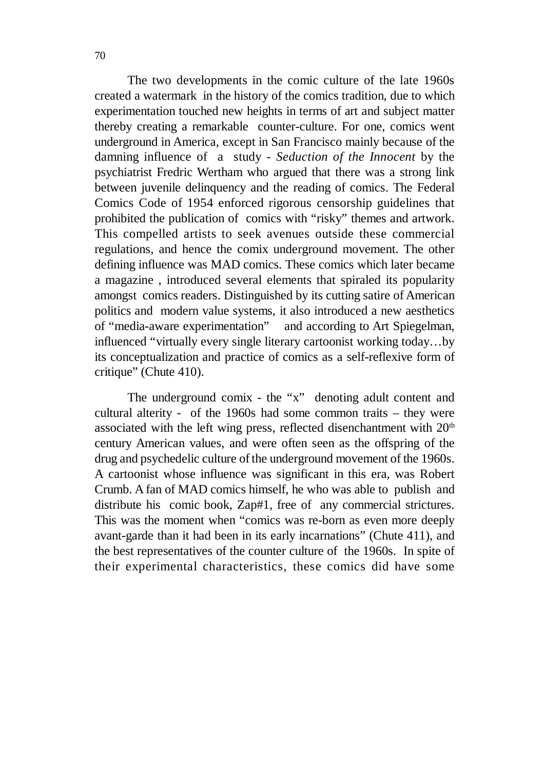The two developments in the comic culture of the late 1960s created a watermark in the history of the comics tradition, due to which experimentation touched new heights in terms of art and subject matter thereby creating a remarkable counter-culture. For one, comics went underground in America, except in San Francisco mainly because of the damning influence of a study - *Seduction of the Innocent* by the psychiatrist Fredric Wertham who argued that there was a strong link between juvenile delinquency and the reading of comics. The Federal Comics Code of 1954 enforced rigorous censorship guidelines that prohibited the publication of comics with "risky" themes and artwork. This compelled artists to seek avenues outside these commercial regulations, and hence the comix underground movement. The other defining influence was MAD comics. These comics which later became a magazine , introduced several elements that spiraled its popularity amongst comics readers. Distinguished by its cutting satire of American politics and modern value systems, it also introduced a new aesthetics of "media-aware experimentation" and according to Art Spiegelman, influenced "virtually every single literary cartoonist working today…by its conceptualization and practice of comics as a self-reflexive form of critique" (Chute 410).

The underground comix - the "x" denoting adult content and cultural alterity - of the 1960s had some common traits – they were associated with the left wing press, reflected disenchantment with 20th century American values, and were often seen as the offspring of the drug and psychedelic culture of the underground movement of the 1960s. A cartoonist whose influence was significant in this era, was Robert Crumb. A fan of MAD comics himself, he who was able to publish and distribute his comic book, Zap#1, free of any commercial strictures. This was the moment when "comics was re-born as even more deeply avant-garde than it had been in its early incarnations" (Chute 411), and the best representatives of the counter culture of the 1960s. In spite of their experimental characteristics, these comics did have some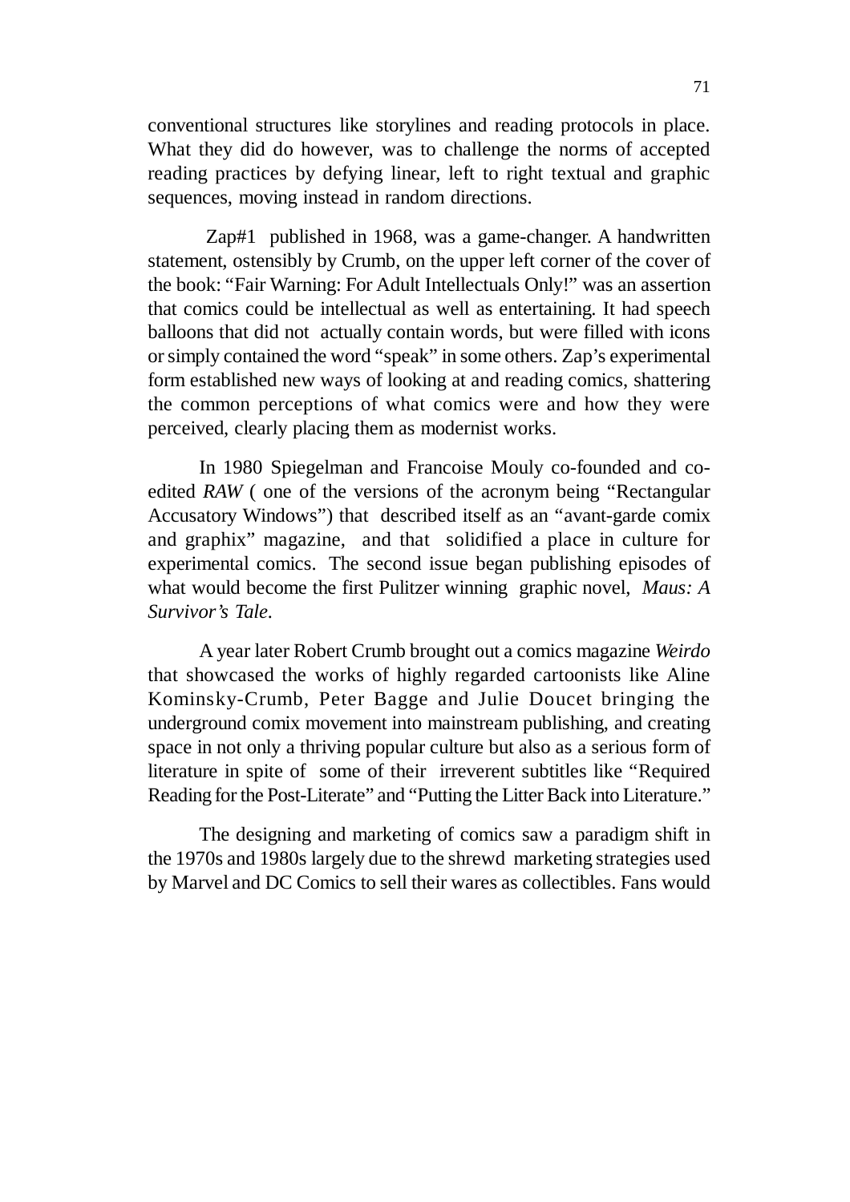conventional structures like storylines and reading protocols in place. What they did do however, was to challenge the norms of accepted reading practices by defying linear, left to right textual and graphic sequences, moving instead in random directions.

Zap#1 published in 1968, was a game-changer. A handwritten statement, ostensibly by Crumb, on the upper left corner of the cover of the book: "Fair Warning: For Adult Intellectuals Only!" was an assertion that comics could be intellectual as well as entertaining. It had speech balloons that did not actually contain words, but were filled with icons or simply contained the word "speak" in some others. Zap's experimental form established new ways of looking at and reading comics, shattering the common perceptions of what comics were and how they were perceived, clearly placing them as modernist works.

In 1980 Spiegelman and Francoise Mouly co-founded and co-edited *RAW* ( one of the versions of the acronym being "Rectangular Accusatory Windows") that described itself as an "avant-garde comix and graphix" magazine, and that solidified a place in culture for experimental comics. The second issue began publishing episodes of what would become the first Pulitzer winning graphic novel, *Maus: A Survivor's Tale.*

A year later Robert Crumb brought out a comics magazine *Weirdo* that showcased the works of highly regarded cartoonists like Aline Kominsky-Crumb, Peter Bagge and Julie Doucet bringing the underground comix movement into mainstream publishing, and creating space in not only a thriving popular culture but also as a serious form of literature in spite of some of their irreverent subtitles like "Required Reading for the Post-Literate" and "Putting the Litter Back into Literature."

The designing and marketing of comics saw a paradigm shift in the 1970s and 1980s largely due to the shrewd marketing strategies used by Marvel and DC Comics to sell their wares as collectibles. Fans would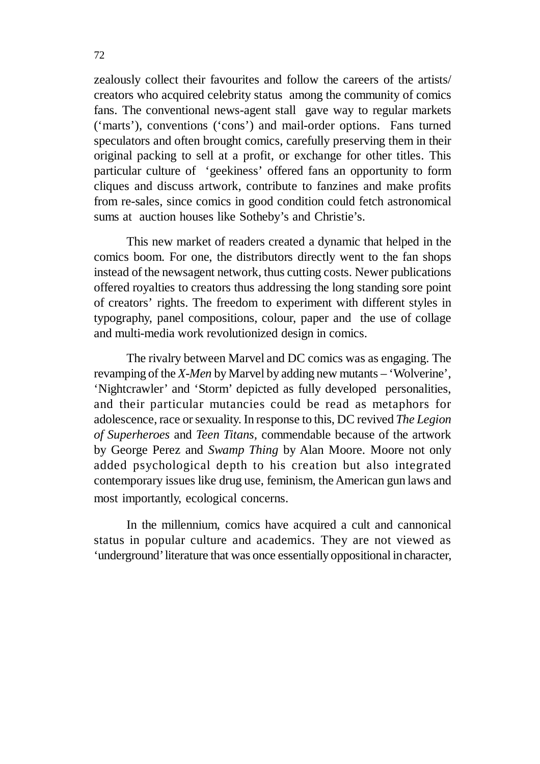zealously collect their favourites and follow the careers of the artists/ creators who acquired celebrity status among the community of comics fans. The conventional news-agent stall gave way to regular markets ('marts'), conventions ('cons') and mail-order options. Fans turned speculators and often brought comics, carefully preserving them in their original packing to sell at a profit, or exchange for other titles. This particular culture of 'geekiness' offered fans an opportunity to form cliques and discuss artwork, contribute to fanzines and make profits from re-sales, since comics in good condition could fetch astronomical sums at auction houses like Sotheby's and Christie's.

This new market of readers created a dynamic that helped in the comics boom. For one, the distributors directly went to the fan shops instead of the newsagent network, thus cutting costs. Newer publications offered royalties to creators thus addressing the long standing sore point of creators' rights. The freedom to experiment with different styles in typography, panel compositions, colour, paper and the use of collage and multi-media work revolutionized design in comics.

The rivalry between Marvel and DC comics was as engaging. The revamping of the *X-Men* by Marvel by adding new mutants – 'Wolverine', 'Nightcrawler' and 'Storm' depicted as fully developed personalities, and their particular mutancies could be read as metaphors for adolescence, race or sexuality. In response to this, DC revived *The Legion of Superheroes* and *Teen Titans,* commendable because of the artwork by George Perez and *Swamp Thing* by Alan Moore. Moore not only added psychological depth to his creation but also integrated contemporary issues like drug use, feminism, the American gun laws and most importantly, ecological concerns.

In the millennium, comics have acquired a cult and cannonical status in popular culture and academics. They are not viewed as 'underground' literature that was once essentially oppositional in character,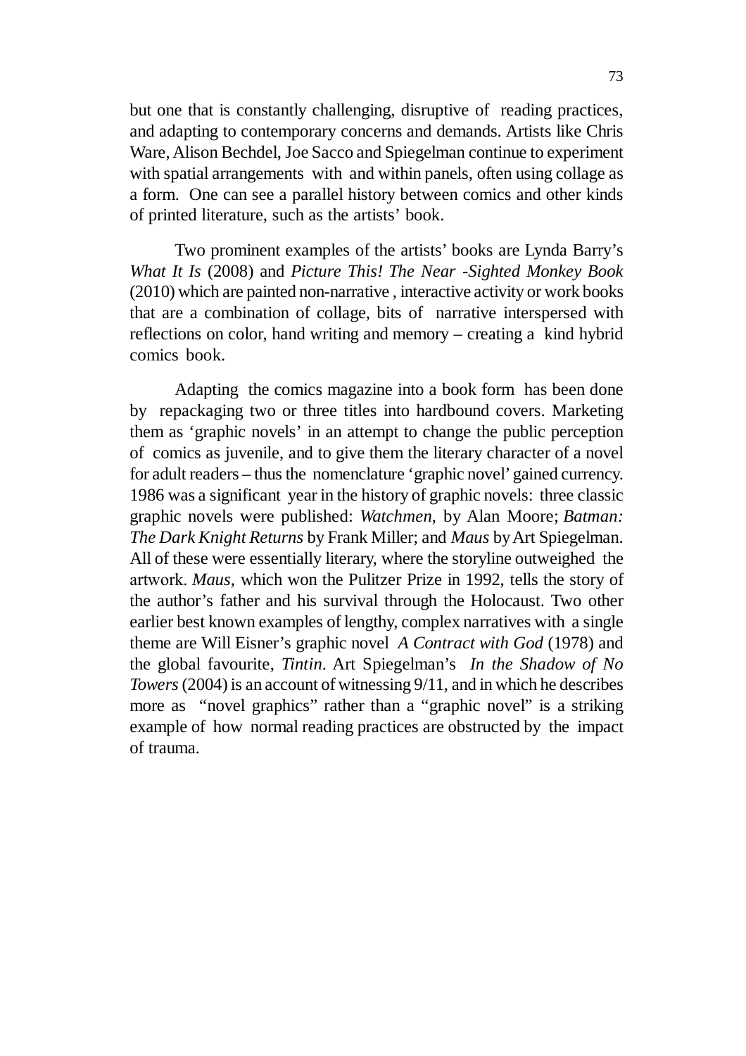but one that is constantly challenging, disruptive of reading practices, and adapting to contemporary concerns and demands. Artists like Chris Ware, Alison Bechdel, Joe Sacco and Spiegelman continue to experiment with spatial arrangements with and within panels, often using collage as a form. One can see a parallel history between comics and other kinds of printed literature, such as the artists' book.

Two prominent examples of the artists' books are Lynda Barry's *What It Is* (2008) and *Picture This! The Near -Sighted Monkey Book* (2010) which are painted non-narrative , interactive activity or work books that are a combination of collage, bits of narrative interspersed with reflections on color, hand writing and memory – creating a kind hybrid comics book.

Adapting the comics magazine into a book form has been done by repackaging two or three titles into hardbound covers. Marketing them as 'graphic novels' in an attempt to change the public perception of comics as juvenile, and to give them the literary character of a novel for adult readers – thus the nomenclature 'graphic novel' gained currency. 1986 was a significant year in the history of graphic novels: three classic graphic novels were published: *Watchmen*, by Alan Moore; *Batman: The Dark Knight Returns* by Frank Miller; and *Maus* by Art Spiegelman. All of these were essentially literary, where the storyline outweighed the artwork. *Maus*, which won the Pulitzer Prize in 1992, tells the story of the author's father and his survival through the Holocaust. Two other earlier best known examples of lengthy, complex narratives with a single theme are Will Eisner's graphic novel *A Contract with God* (1978) and the global favourite, *Tintin*. Art Spiegelman's *In the Shadow of No Towers* (2004) is an account of witnessing 9/11, and in which he describes more as "novel graphics" rather than a "graphic novel" is a striking example of how normal reading practices are obstructed by the impact of trauma.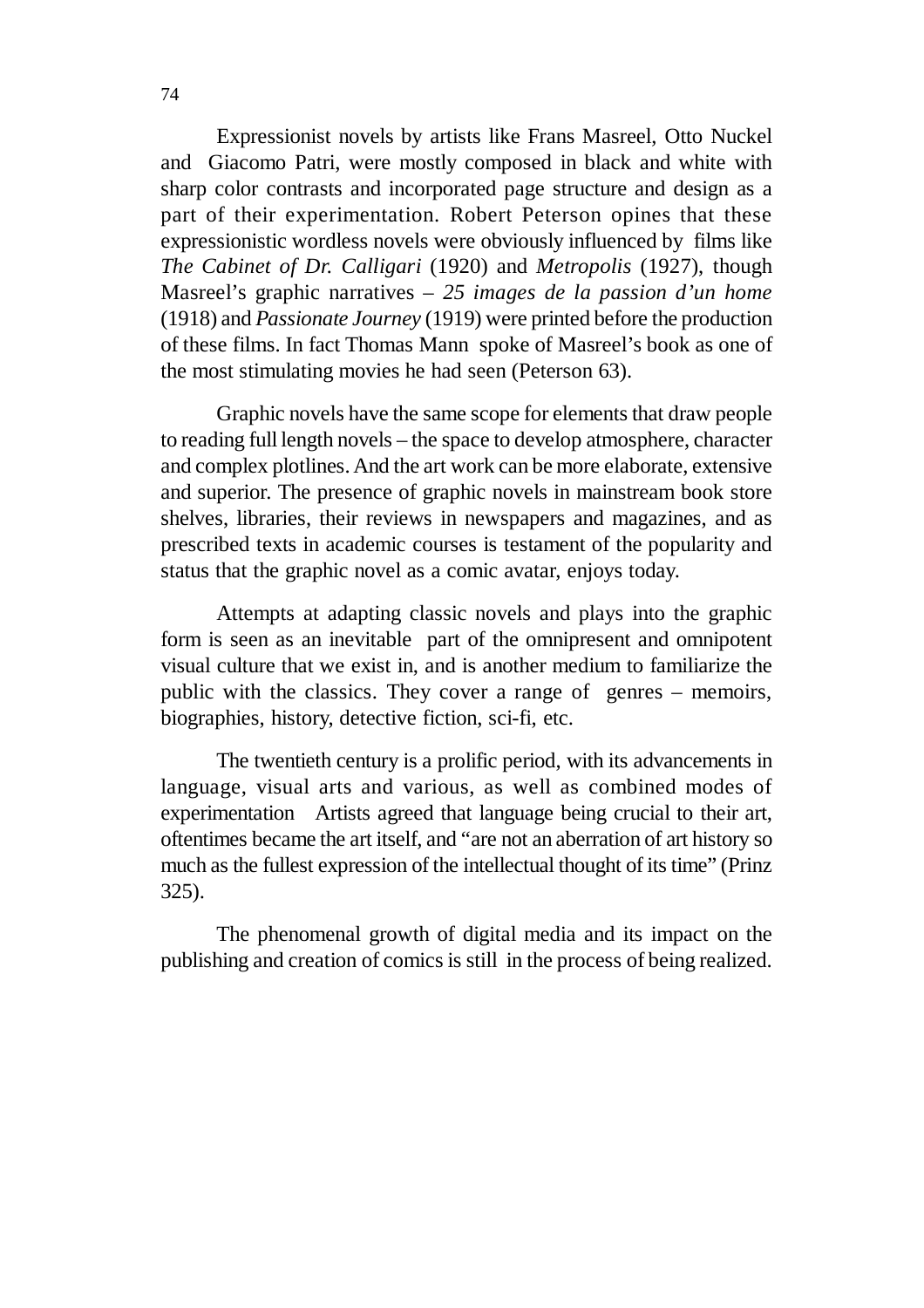Expressionist novels by artists like Frans Masreel, Otto Nuckel and Giacomo Patri, were mostly composed in black and white with sharp color contrasts and incorporated page structure and design as a part of their experimentation. Robert Peterson opines that these expressionistic wordless novels were obviously influenced by films like *The Cabinet of Dr. Calligari* (1920) and *Metropolis* (1927), though Masreel's graphic narratives – *25 images de la passion d'un home* (1918) and *Passionate Journey* (1919) were printed before the production of these films. In fact Thomas Mann spoke of Masreel's book as one of the most stimulating movies he had seen (Peterson 63).

Graphic novels have the same scope for elements that draw people to reading full length novels – the space to develop atmosphere, character and complex plotlines. And the art work can be more elaborate, extensive and superior. The presence of graphic novels in mainstream book store shelves, libraries, their reviews in newspapers and magazines, and as prescribed texts in academic courses is testament of the popularity and status that the graphic novel as a comic avatar, enjoys today.

Attempts at adapting classic novels and plays into the graphic form is seen as an inevitable part of the omnipresent and omnipotent visual culture that we exist in, and is another medium to familiarize the public with the classics. They cover a range of genres – memoirs, biographies, history, detective fiction, sci-fi, etc.

The twentieth century is a prolific period, with its advancements in language, visual arts and various, as well as combined modes of experimentation Artists agreed that language being crucial to their art, oftentimes became the art itself, and "are not an aberration of art history so much as the fullest expression of the intellectual thought of its time" (Prinz 325).

The phenomenal growth of digital media and its impact on the publishing and creation of comics is still in the process of being realized.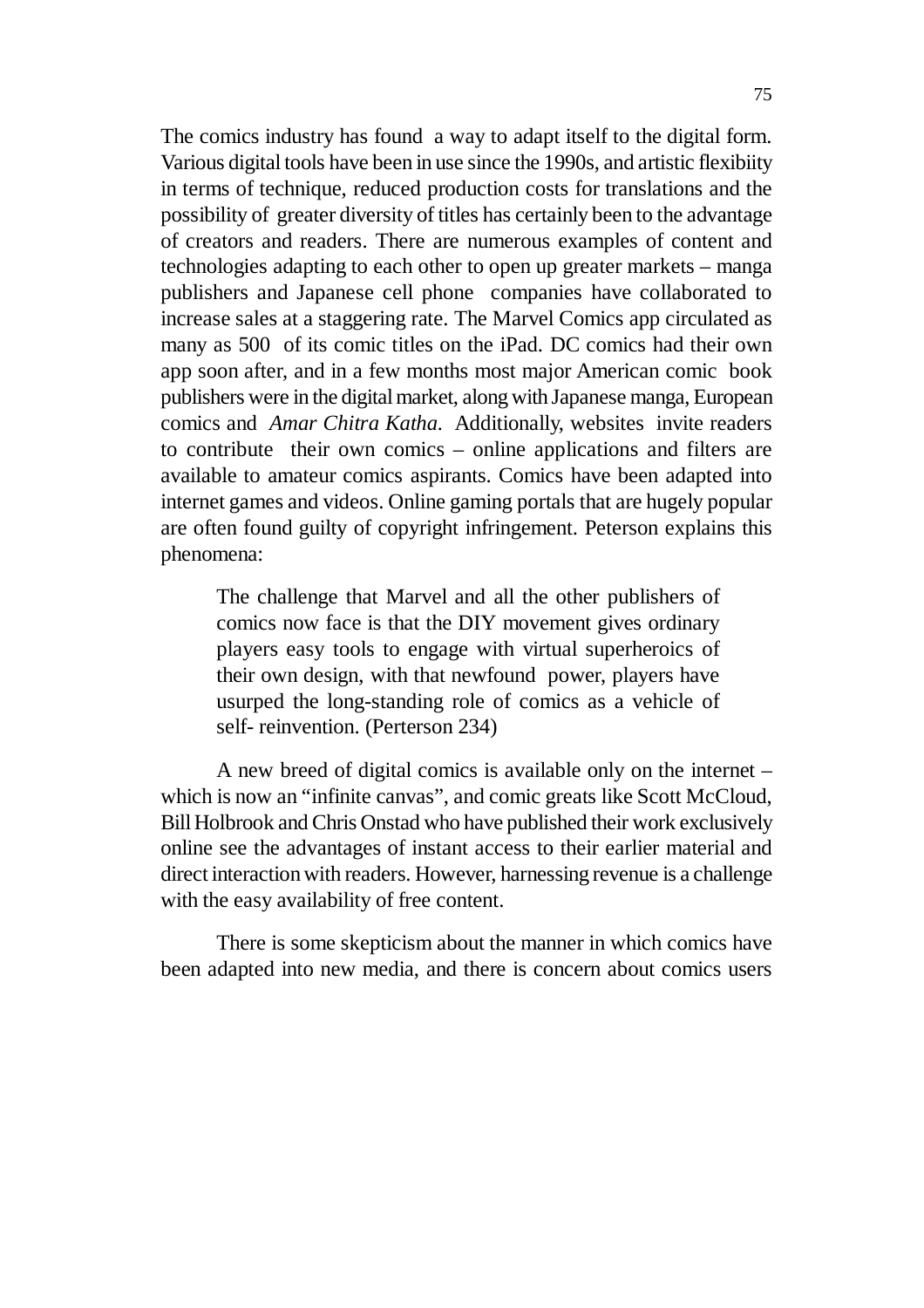The comics industry has found a way to adapt itself to the digital form. Various digital tools have been in use since the 1990s, and artistic flexibiity in terms of technique, reduced production costs for translations and the possibility of greater diversity of titles has certainly been to the advantage of creators and readers. There are numerous examples of content and technologies adapting to each other to open up greater markets – manga publishers and Japanese cell phone companies have collaborated to increase sales at a staggering rate. The Marvel Comics app circulated as many as 500 of its comic titles on the iPad. DC comics had their own app soon after, and in a few months most major American comic book publishers were in the digital market, along with Japanese manga, European comics and *Amar Chitra Katha.* Additionally, websites invite readers to contribute their own comics – online applications and filters are available to amateur comics aspirants. Comics have been adapted into internet games and videos. Online gaming portals that are hugely popular are often found guilty of copyright infringement. Peterson explains this phenomena:

> The challenge that Marvel and all the other publishers of comics now face is that the DIY movement gives ordinary players easy tools to engage with virtual superheroics of their own design, with that newfound power, players have usurped the long-standing role of comics as a vehicle of self- reinvention. (Perterson 234)

A new breed of digital comics is available only on the internet – which is now an "infinite canvas", and comic greats like Scott McCloud, Bill Holbrook and Chris Onstad who have published their work exclusively online see the advantages of instant access to their earlier material and direct interaction with readers. However, harnessing revenue is a challenge with the easy availability of free content.

There is some skepticism about the manner in which comics have been adapted into new media, and there is concern about comics users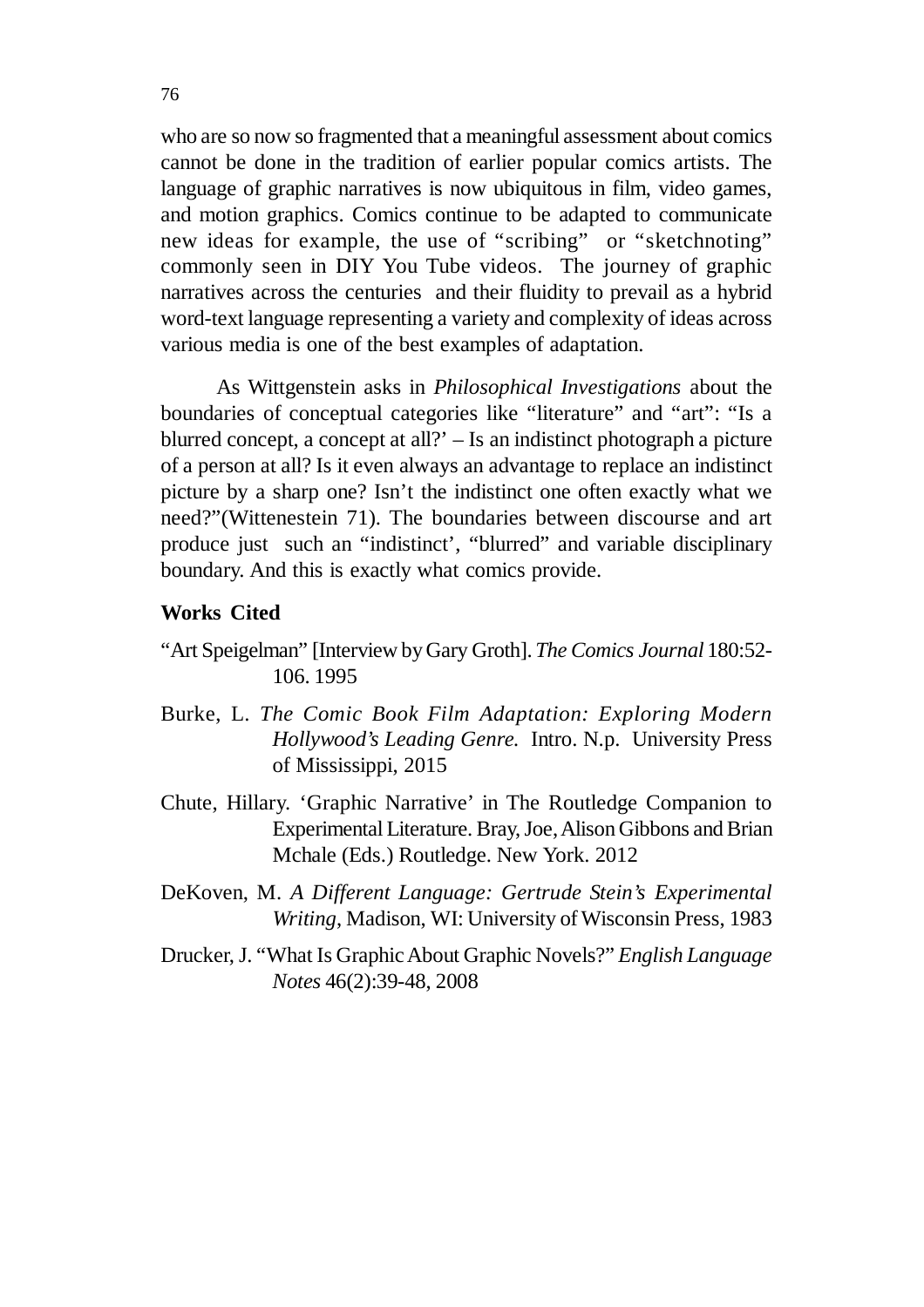who are so now so fragmented that a meaningful assessment about comics cannot be done in the tradition of earlier popular comics artists. The language of graphic narratives is now ubiquitous in film, video games, and motion graphics. Comics continue to be adapted to communicate new ideas for example, the use of "scribing" or "sketchnoting" commonly seen in DIY You Tube videos. The journey of graphic narratives across the centuries and their fluidity to prevail as a hybrid word-text language representing a variety and complexity of ideas across various media is one of the best examples of adaptation.

As Wittgenstein asks in *Philosophical Investigations* about the boundaries of conceptual categories like "literature" and "art": "Is a blurred concept, a concept at all?' – Is an indistinct photograph a picture of a person at all? Is it even always an advantage to replace an indistinct picture by a sharp one? Isn't the indistinct one often exactly what we need?"(Wittenestein 71). The boundaries between discourse and art produce just such an "indistinct', "blurred" and variable disciplinary boundary. And this is exactly what comics provide.

**Works Cited**

"Art Speigelman" [Interview by Gary Groth]. *The Comics Journal* 180:52-106. 1995

Burke, L. *The Comic Book Film Adaptation: Exploring Modern Hollywood's Leading Genre.* Intro. N.p. University Press of Mississippi, 2015

Chute, Hillary. 'Graphic Narrative' in The Routledge Companion to Experimental Literature. Bray, Joe, Alison Gibbons and Brian Mchale (Eds.) Routledge. New York. 2012

DeKoven, M. *A Different Language: Gertrude Stein's Experimental Writing*, Madison, WI: University of Wisconsin Press, 1983

Drucker, J. "What Is Graphic About Graphic Novels?" *English Language Notes* 46(2):39-48, 2008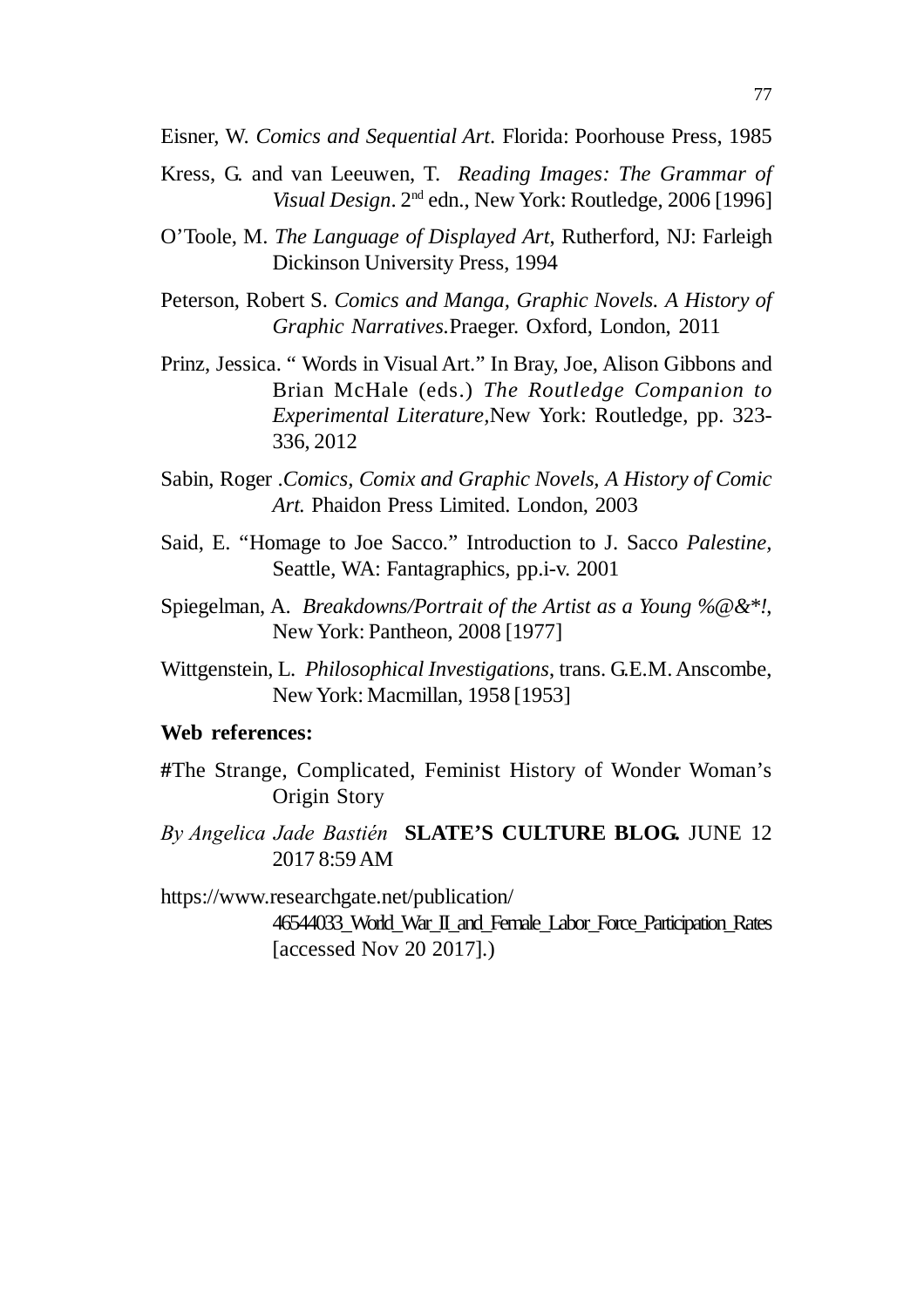Eisner, W. *Comics and Sequential Art*. Florida: Poorhouse Press, 1985

Kress, G. and van Leeuwen, T. *Reading Images: The Grammar of Visual Design*. 2nd edn., New York: Routledge, 2006 [1996]

O'Toole, M. *The Language of Displayed Art*, Rutherford, NJ: Farleigh Dickinson University Press, 1994

Peterson, Robert S. *Comics and Manga, Graphic Novels. A History of Graphic Narratives.*Praeger. Oxford, London, 2011

Prinz, Jessica. " Words in Visual Art." In Bray, Joe, Alison Gibbons and Brian McHale (eds.) *The Routledge Companion to Experimental Literature*,New York: Routledge, pp. 323-336, 2012

Sabin, Roger .*Comics, Comix and Graphic Novels, A History of Comic Art.* Phaidon Press Limited. London, 2003

Said, E. "Homage to Joe Sacco." Introduction to J. Sacco *Palestine*, Seattle, WA: Fantagraphics, pp.i-v. 2001

Spiegelman, A. *Breakdowns/Portrait of the Artist as a Young %@&*!*, New York: Pantheon, 2008 [1977]

Wittgenstein, L. *Philosophical Investigations*, trans. G.E.M. Anscombe, New York: Macmillan, 1958 [1953]

**Web references:**

#The Strange, Complicated, Feminist History of Wonder Woman's Origin Story

*By Angelica Jade Bastién* **SLATE'S CULTURE BLOG.** JUNE 12 2017 8:59 AM

https://www.researchgate.net/publication/46544033_World_War_II_and_Female_Labor_Force_Participation_Rates [accessed Nov 20 2017].)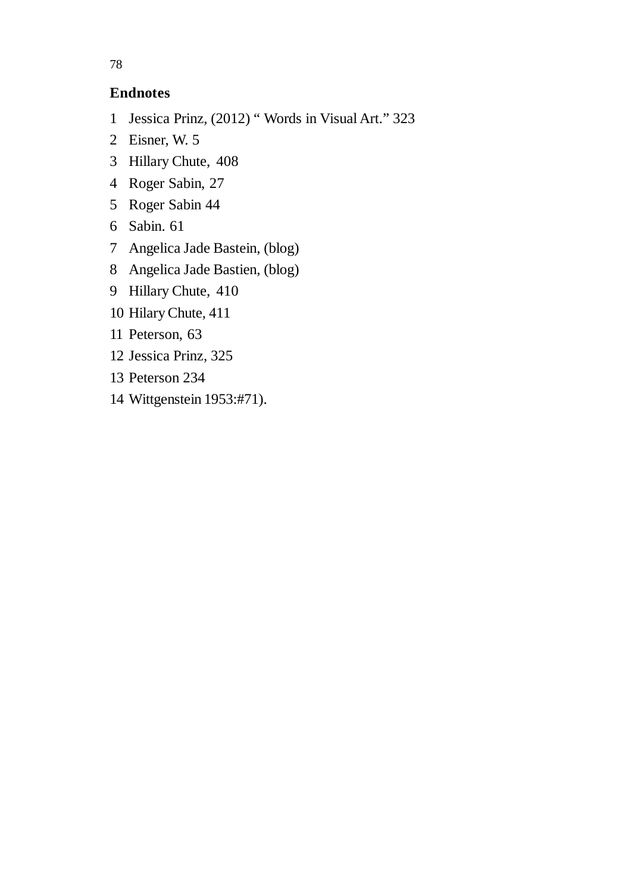## Endnotes

1 Jessica Prinz, (2012) " Words in Visual Art." 323
2 Eisner, W. 5
3 Hillary Chute, 408
4 Roger Sabin, 27
5 Roger Sabin 44
6 Sabin. 61
7 Angelica Jade Bastein, (blog)
8 Angelica Jade Bastien, (blog)
9 Hillary Chute, 410
10 Hilary Chute, 411
11 Peterson, 63
12 Jessica Prinz, 325
13 Peterson 234
14 Wittgenstein 1953:#71).